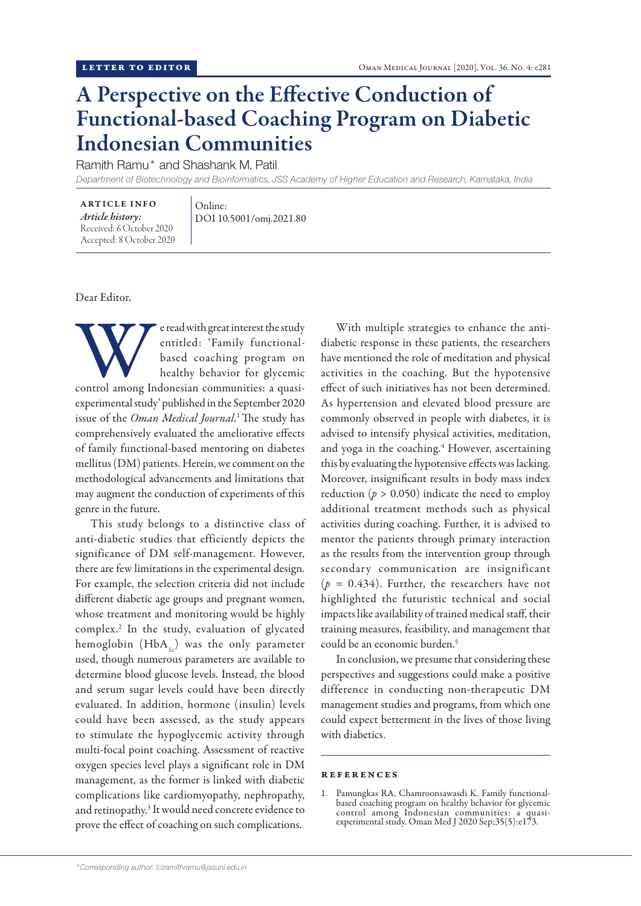LETTER TO EDITOR

# A Perspective on the Effective Conduction of Functional-based Coaching Program on Diabetic Indonesian Communities

Ramith Ramu* and Shashank M. Patil

*Department of Biotechnology and Bioinformatics, JSS Academy of Higher Education and Research, Karnataka, India*

**ARTICLE INFO**
*Article history:*
Received: 6 October 2020
Accepted: 8 October 2020

Online:
DOI 10.5001/omj.2021.80

Dear Editor,

We read with great interest the study entitled: 'Family functional-based coaching program on healthy behavior for glycemic control among Indonesian communities: a quasi-experimental study' published in the September 2020 issue of the *Oman Medical Journal*.[1] The study has comprehensively evaluated the ameliorative effects of family functional-based mentoring on diabetes mellitus (DM) patients. Herein, we comment on the methodological advancements and limitations that may augment the conduction of experiments of this genre in the future.

This study belongs to a distinctive class of anti-diabetic studies that efficiently depicts the significance of DM self-management. However, there are few limitations in the experimental design. For example, the selection criteria did not include different diabetic age groups and pregnant women, whose treatment and monitoring would be highly complex.[2] In the study, evaluation of glycated hemoglobin ($HbA_{1c}$) was the only parameter used, though numerous parameters are available to determine blood glucose levels. Instead, the blood and serum sugar levels could have been directly evaluated. In addition, hormone (insulin) levels could have been assessed, as the study appears to stimulate the hypoglycemic activity through multi-focal point coaching. Assessment of reactive oxygen species level plays a significant role in DM management, as the former is linked with diabetic complications like cardiomyopathy, nephropathy, and retinopathy.[3] It would need concrete evidence to prove the effect of coaching on such complications.

With multiple strategies to enhance the anti-diabetic response in these patients, the researchers have mentioned the role of meditation and physical activities in the coaching. But the hypotensive effect of such initiatives has not been determined. As hypertension and elevated blood pressure are commonly observed in people with diabetes, it is advised to intensify physical activities, meditation, and yoga in the coaching.[4] However, ascertaining this by evaluating the hypotensive effects was lacking. Moreover, insignificant results in body mass index reduction ($p > 0.050$) indicate the need to employ additional treatment methods such as physical activities during coaching. Further, it is advised to mentor the patients through primary interaction as the results from the intervention group through secondary communication are insignificant ($p = 0.434$). Further, the researchers have not highlighted the futuristic technical and social impacts like availability of trained medical staff, their training measures, feasibility, and management that could be an economic burden.[5]

In conclusion, we presume that considering these perspectives and suggestions could make a positive difference in conducting non-therapeutic DM management studies and programs, from which one could expect betterment in the lives of those living with diabetics.

## REFERENCES

1. Pamungkas RA, Chamroonsawasdi K. Family functional-based coaching program on healthy behavior for glycemic control among Indonesian communities: a quasi-experimental study. Oman Med J 2020 Sep;35(5):e173.

*Corresponding author: ramithramu@jssuni.edu.in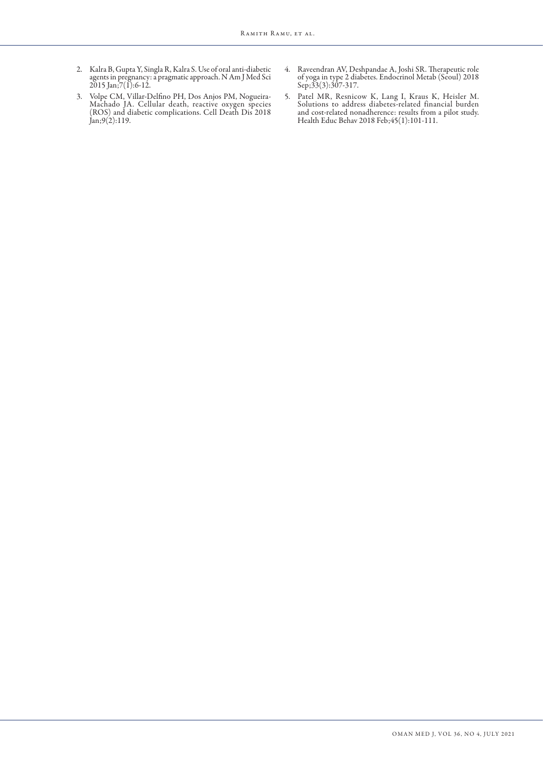2. Kalra B, Gupta Y, Singla R, Kalra S. Use of oral anti-diabetic agents in pregnancy: a pragmatic approach. N Am J Med Sci 2015 Jan;7(1):6-12.
3. Volpe CM, Villar-Delfino PH, Dos Anjos PM, Nogueira-Machado JA. Cellular death, reactive oxygen species (ROS) and diabetic complications. Cell Death Dis 2018 Jan;9(2):119.
4. Raveendran AV, Deshpandae A, Joshi SR. Therapeutic role of yoga in type 2 diabetes. Endocrinol Metab (Seoul) 2018 Sep;33(3):307-317.
5. Patel MR, Resnicow K, Lang I, Kraus K, Heisler M. Solutions to address diabetes-related financial burden and cost-related nonadherence: results from a pilot study. Health Educ Behav 2018 Feb;45(1):101-111.